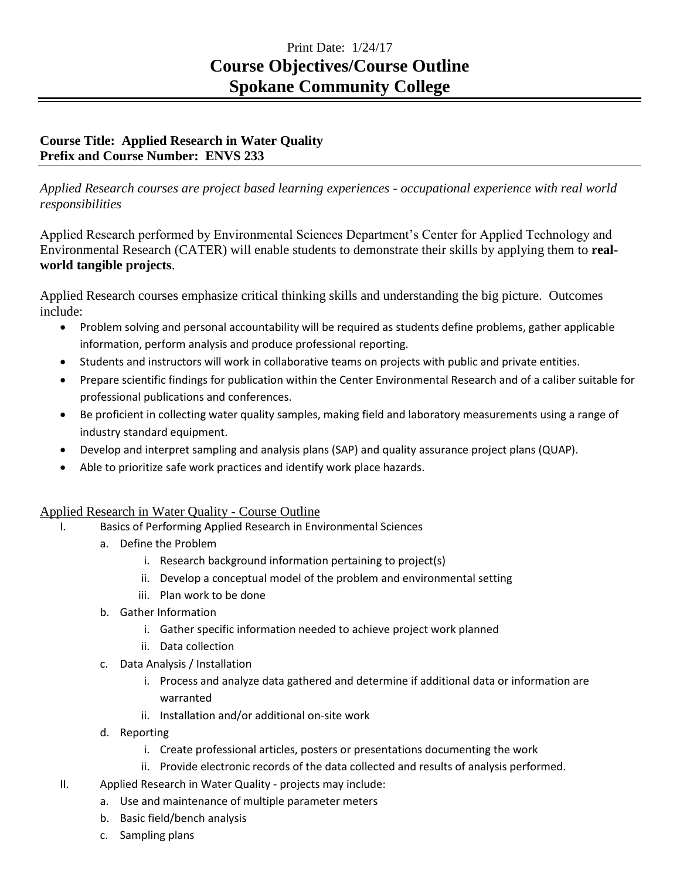Print Date: 1/24/17

# Course Objectives/Course Outline
# Spokane Community College

**Course Title: Applied Research in Water Quality**
**Prefix and Course Number: ENVS 233**

*Applied Research courses are project based learning experiences - occupational experience with real world responsibilities*

Applied Research performed by Environmental Sciences Department's Center for Applied Technology and Environmental Research (CATER) will enable students to demonstrate their skills by applying them to **real-world tangible projects**.

Applied Research courses emphasize critical thinking skills and understanding the big picture. Outcomes include:

- Problem solving and personal accountability will be required as students define problems, gather applicable information, perform analysis and produce professional reporting.
- Students and instructors will work in collaborative teams on projects with public and private entities.
- Prepare scientific findings for publication within the Center Environmental Research and of a caliber suitable for professional publications and conferences.
- Be proficient in collecting water quality samples, making field and laboratory measurements using a range of industry standard equipment.
- Develop and interpret sampling and analysis plans (SAP) and quality assurance project plans (QUAP).
- Able to prioritize safe work practices and identify work place hazards.

Applied Research in Water Quality - Course Outline

I. Basics of Performing Applied Research in Environmental Sciences
   a. Define the Problem
      i. Research background information pertaining to project(s)
      ii. Develop a conceptual model of the problem and environmental setting
      iii. Plan work to be done
   b. Gather Information
      i. Gather specific information needed to achieve project work planned
      ii. Data collection
   c. Data Analysis / Installation
      i. Process and analyze data gathered and determine if additional data or information are warranted
      ii. Installation and/or additional on-site work
   d. Reporting
      i. Create professional articles, posters or presentations documenting the work
      ii. Provide electronic records of the data collected and results of analysis performed.

II. Applied Research in Water Quality - projects may include:
   a. Use and maintenance of multiple parameter meters
   b. Basic field/bench analysis
   c. Sampling plans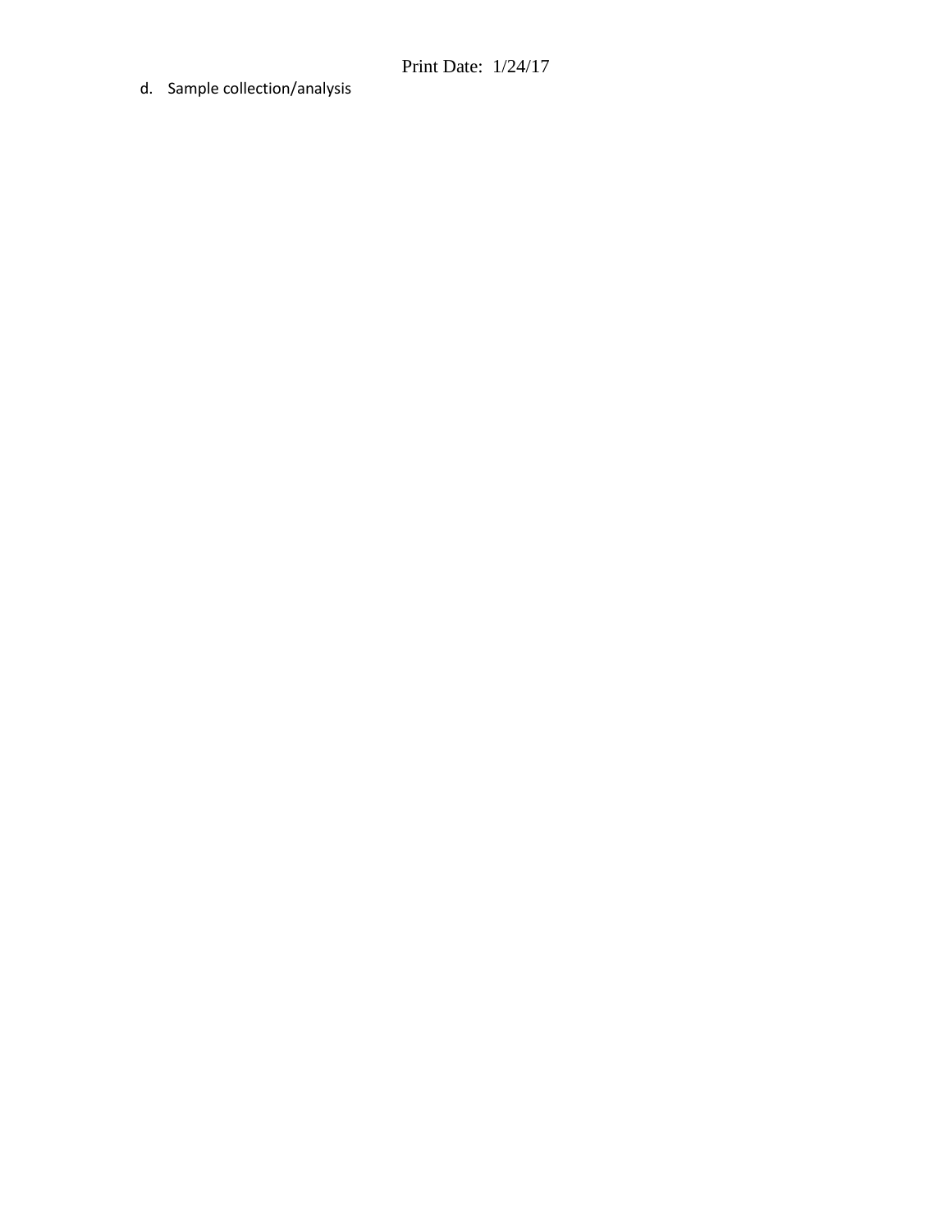d. Sample collection/analysis